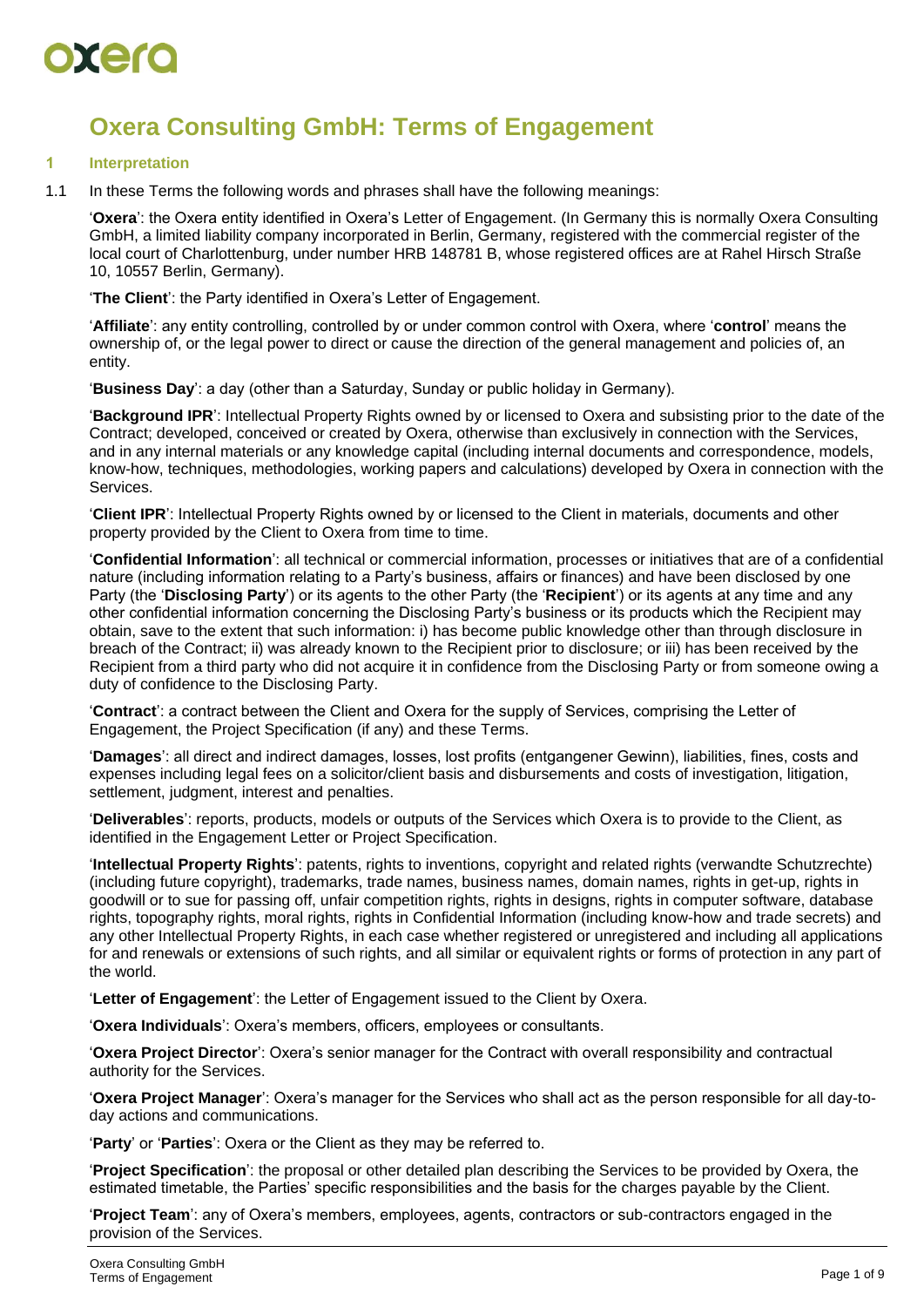# Oxera Consulting GmbH: Terms of Engagement

## 1 Interpretation

1.1 In these Terms the following words and phrases shall have the following meanings:

'**Oxera**': the Oxera entity identified in Oxera's Letter of Engagement. (In Germany this is normally Oxera Consulting GmbH, a limited liability company incorporated in Berlin, Germany, registered with the commercial register of the local court of Charlottenburg, under number HRB 148781 B, whose registered offices are at Rahel Hirsch Straße 10, 10557 Berlin, Germany).

'**The Client**': the Party identified in Oxera's Letter of Engagement.

'**Affiliate**': any entity controlling, controlled by or under common control with Oxera, where '**control**' means the ownership of, or the legal power to direct or cause the direction of the general management and policies of, an entity.

'**Business Day**': a day (other than a Saturday, Sunday or public holiday in Germany).

'**Background IPR**': Intellectual Property Rights owned by or licensed to Oxera and subsisting prior to the date of the Contract; developed, conceived or created by Oxera, otherwise than exclusively in connection with the Services, and in any internal materials or any knowledge capital (including internal documents and correspondence, models, know-how, techniques, methodologies, working papers and calculations) developed by Oxera in connection with the Services.

'**Client IPR**': Intellectual Property Rights owned by or licensed to the Client in materials, documents and other property provided by the Client to Oxera from time to time.

'**Confidential Information**': all technical or commercial information, processes or initiatives that are of a confidential nature (including information relating to a Party's business, affairs or finances) and have been disclosed by one Party (the '**Disclosing Party**') or its agents to the other Party (the '**Recipient**') or its agents at any time and any other confidential information concerning the Disclosing Party's business or its products which the Recipient may obtain, save to the extent that such information: i) has become public knowledge other than through disclosure in breach of the Contract; ii) was already known to the Recipient prior to disclosure; or iii) has been received by the Recipient from a third party who did not acquire it in confidence from the Disclosing Party or from someone owing a duty of confidence to the Disclosing Party.

'**Contract**': a contract between the Client and Oxera for the supply of Services, comprising the Letter of Engagement, the Project Specification (if any) and these Terms.

'**Damages**': all direct and indirect damages, losses, lost profits (entgangener Gewinn), liabilities, fines, costs and expenses including legal fees on a solicitor/client basis and disbursements and costs of investigation, litigation, settlement, judgment, interest and penalties.

'**Deliverables**': reports, products, models or outputs of the Services which Oxera is to provide to the Client, as identified in the Engagement Letter or Project Specification.

'**Intellectual Property Rights**': patents, rights to inventions, copyright and related rights (verwandte Schutzrechte) (including future copyright), trademarks, trade names, business names, domain names, rights in get-up, rights in goodwill or to sue for passing off, unfair competition rights, rights in designs, rights in computer software, database rights, topography rights, moral rights, rights in Confidential Information (including know-how and trade secrets) and any other Intellectual Property Rights, in each case whether registered or unregistered and including all applications for and renewals or extensions of such rights, and all similar or equivalent rights or forms of protection in any part of the world.

'**Letter of Engagement**': the Letter of Engagement issued to the Client by Oxera.

'**Oxera Individuals**': Oxera's members, officers, employees or consultants.

'**Oxera Project Director**': Oxera's senior manager for the Contract with overall responsibility and contractual authority for the Services.

'**Oxera Project Manager**': Oxera's manager for the Services who shall act as the person responsible for all day-to-day actions and communications.

'**Party**' or '**Parties**': Oxera or the Client as they may be referred to.

'**Project Specification**': the proposal or other detailed plan describing the Services to be provided by Oxera, the estimated timetable, the Parties' specific responsibilities and the basis for the charges payable by the Client.

'**Project Team**': any of Oxera's members, employees, agents, contractors or sub-contractors engaged in the provision of the Services.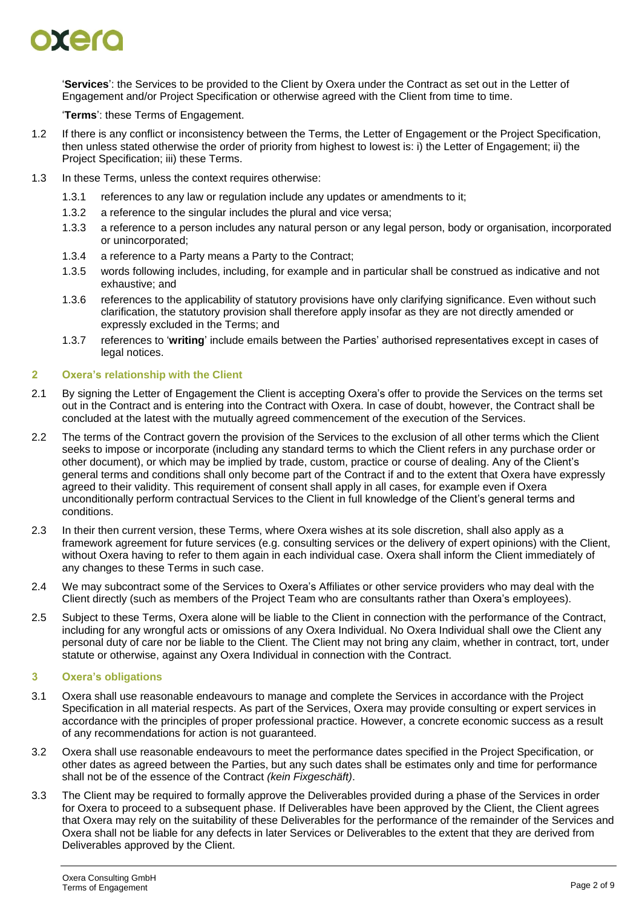'**Services**': the Services to be provided to the Client by Oxera under the Contract as set out in the Letter of Engagement and/or Project Specification or otherwise agreed with the Client from time to time.

'**Terms**': these Terms of Engagement.

1.2 If there is any conflict or inconsistency between the Terms, the Letter of Engagement or the Project Specification, then unless stated otherwise the order of priority from highest to lowest is: i) the Letter of Engagement; ii) the Project Specification; iii) these Terms.

1.3 In these Terms, unless the context requires otherwise:

1.3.1 references to any law or regulation include any updates or amendments to it;

1.3.2 a reference to the singular includes the plural and vice versa;

1.3.3 a reference to a person includes any natural person or any legal person, body or organisation, incorporated or unincorporated;

1.3.4 a reference to a Party means a Party to the Contract;

1.3.5 words following includes, including, for example and in particular shall be construed as indicative and not exhaustive; and

1.3.6 references to the applicability of statutory provisions have only clarifying significance. Even without such clarification, the statutory provision shall therefore apply insofar as they are not directly amended or expressly excluded in the Terms; and

1.3.7 references to '**writing**' include emails between the Parties' authorised representatives except in cases of legal notices.

## 2 Oxera's relationship with the Client

2.1 By signing the Letter of Engagement the Client is accepting Oxera's offer to provide the Services on the terms set out in the Contract and is entering into the Contract with Oxera. In case of doubt, however, the Contract shall be concluded at the latest with the mutually agreed commencement of the execution of the Services.

2.2 The terms of the Contract govern the provision of the Services to the exclusion of all other terms which the Client seeks to impose or incorporate (including any standard terms to which the Client refers in any purchase order or other document), or which may be implied by trade, custom, practice or course of dealing. Any of the Client's general terms and conditions shall only become part of the Contract if and to the extent that Oxera have expressly agreed to their validity. This requirement of consent shall apply in all cases, for example even if Oxera unconditionally perform contractual Services to the Client in full knowledge of the Client's general terms and conditions.

2.3 In their then current version, these Terms, where Oxera wishes at its sole discretion, shall also apply as a framework agreement for future services (e.g. consulting services or the delivery of expert opinions) with the Client, without Oxera having to refer to them again in each individual case. Oxera shall inform the Client immediately of any changes to these Terms in such case.

2.4 We may subcontract some of the Services to Oxera's Affiliates or other service providers who may deal with the Client directly (such as members of the Project Team who are consultants rather than Oxera's employees).

2.5 Subject to these Terms, Oxera alone will be liable to the Client in connection with the performance of the Contract, including for any wrongful acts or omissions of any Oxera Individual. No Oxera Individual shall owe the Client any personal duty of care nor be liable to the Client. The Client may not bring any claim, whether in contract, tort, under statute or otherwise, against any Oxera Individual in connection with the Contract.

## 3 Oxera's obligations

3.1 Oxera shall use reasonable endeavours to manage and complete the Services in accordance with the Project Specification in all material respects. As part of the Services, Oxera may provide consulting or expert services in accordance with the principles of proper professional practice. However, a concrete economic success as a result of any recommendations for action is not guaranteed.

3.2 Oxera shall use reasonable endeavours to meet the performance dates specified in the Project Specification, or other dates as agreed between the Parties, but any such dates shall be estimates only and time for performance shall not be of the essence of the Contract *(kein Fixgeschäft)*.

3.3 The Client may be required to formally approve the Deliverables provided during a phase of the Services in order for Oxera to proceed to a subsequent phase. If Deliverables have been approved by the Client, the Client agrees that Oxera may rely on the suitability of these Deliverables for the performance of the remainder of the Services and Oxera shall not be liable for any defects in later Services or Deliverables to the extent that they are derived from Deliverables approved by the Client.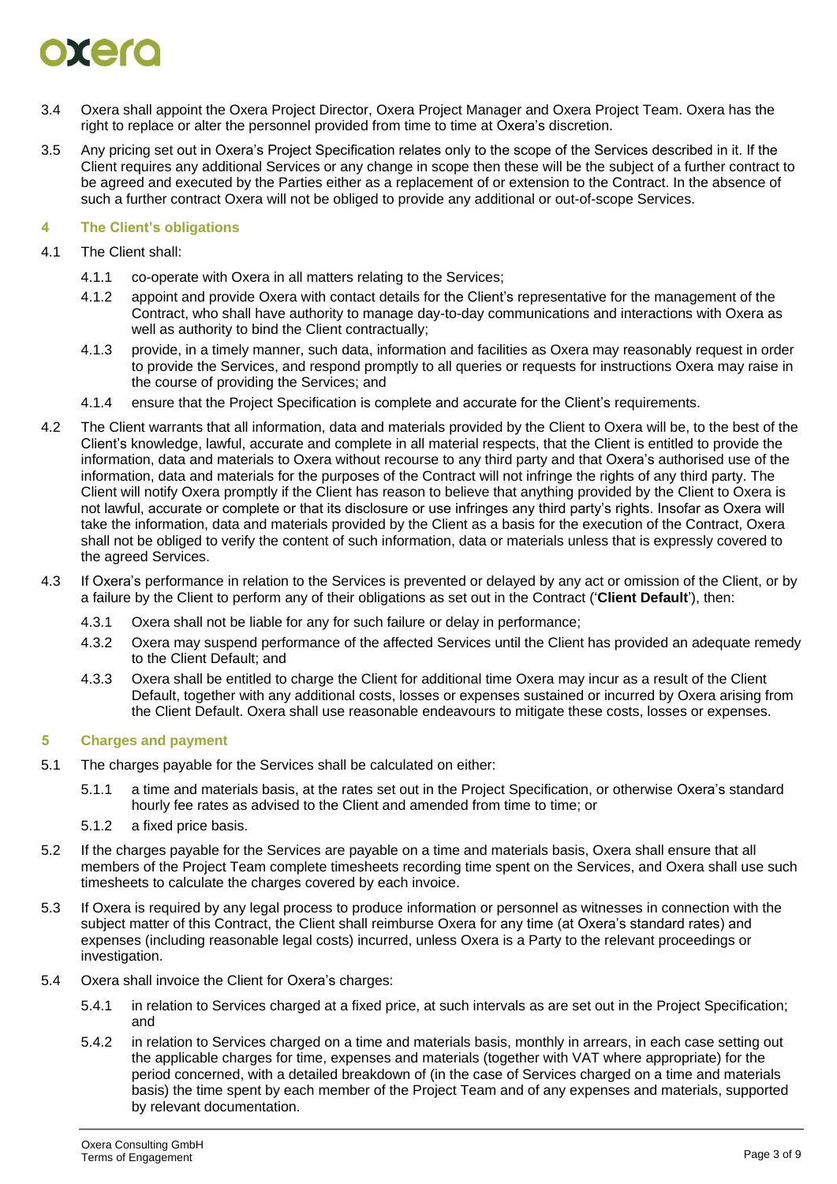3.4 Oxera shall appoint the Oxera Project Director, Oxera Project Manager and Oxera Project Team. Oxera has the right to replace or alter the personnel provided from time to time at Oxera's discretion.

3.5 Any pricing set out in Oxera's Project Specification relates only to the scope of the Services described in it. If the Client requires any additional Services or any change in scope then these will be the subject of a further contract to be agreed and executed by the Parties either as a replacement of or extension to the Contract. In the absence of such a further contract Oxera will not be obliged to provide any additional or out-of-scope Services.

## 4 The Client's obligations

4.1 The Client shall:

4.1.1 co-operate with Oxera in all matters relating to the Services;

4.1.2 appoint and provide Oxera with contact details for the Client's representative for the management of the Contract, who shall have authority to manage day-to-day communications and interactions with Oxera as well as authority to bind the Client contractually;

4.1.3 provide, in a timely manner, such data, information and facilities as Oxera may reasonably request in order to provide the Services, and respond promptly to all queries or requests for instructions Oxera may raise in the course of providing the Services; and

4.1.4 ensure that the Project Specification is complete and accurate for the Client's requirements.

4.2 The Client warrants that all information, data and materials provided by the Client to Oxera will be, to the best of the Client's knowledge, lawful, accurate and complete in all material respects, that the Client is entitled to provide the information, data and materials to Oxera without recourse to any third party and that Oxera's authorised use of the information, data and materials for the purposes of the Contract will not infringe the rights of any third party. The Client will notify Oxera promptly if the Client has reason to believe that anything provided by the Client to Oxera is not lawful, accurate or complete or that its disclosure or use infringes any third party's rights. Insofar as Oxera will take the information, data and materials provided by the Client as a basis for the execution of the Contract, Oxera shall not be obliged to verify the content of such information, data or materials unless that is expressly covered to the agreed Services.

4.3 If Oxera's performance in relation to the Services is prevented or delayed by any act or omission of the Client, or by a failure by the Client to perform any of their obligations as set out in the Contract ('**Client Default**'), then:

4.3.1 Oxera shall not be liable for any for such failure or delay in performance;

4.3.2 Oxera may suspend performance of the affected Services until the Client has provided an adequate remedy to the Client Default; and

4.3.3 Oxera shall be entitled to charge the Client for additional time Oxera may incur as a result of the Client Default, together with any additional costs, losses or expenses sustained or incurred by Oxera arising from the Client Default. Oxera shall use reasonable endeavours to mitigate these costs, losses or expenses.

## 5 Charges and payment

5.1 The charges payable for the Services shall be calculated on either:

5.1.1 a time and materials basis, at the rates set out in the Project Specification, or otherwise Oxera's standard hourly fee rates as advised to the Client and amended from time to time; or

5.1.2 a fixed price basis.

5.2 If the charges payable for the Services are payable on a time and materials basis, Oxera shall ensure that all members of the Project Team complete timesheets recording time spent on the Services, and Oxera shall use such timesheets to calculate the charges covered by each invoice.

5.3 If Oxera is required by any legal process to produce information or personnel as witnesses in connection with the subject matter of this Contract, the Client shall reimburse Oxera for any time (at Oxera's standard rates) and expenses (including reasonable legal costs) incurred, unless Oxera is a Party to the relevant proceedings or investigation.

5.4 Oxera shall invoice the Client for Oxera's charges:

5.4.1 in relation to Services charged at a fixed price, at such intervals as are set out in the Project Specification; and

5.4.2 in relation to Services charged on a time and materials basis, monthly in arrears, in each case setting out the applicable charges for time, expenses and materials (together with VAT where appropriate) for the period concerned, with a detailed breakdown of (in the case of Services charged on a time and materials basis) the time spent by each member of the Project Team and of any expenses and materials, supported by relevant documentation.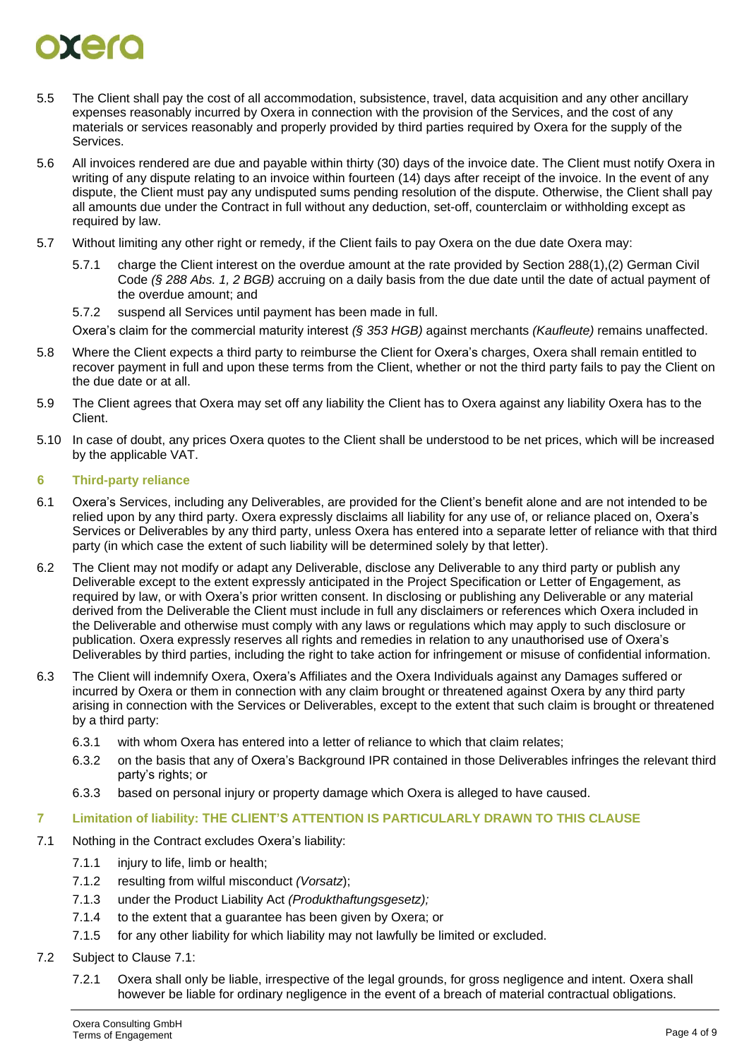5.5 The Client shall pay the cost of all accommodation, subsistence, travel, data acquisition and any other ancillary expenses reasonably incurred by Oxera in connection with the provision of the Services, and the cost of any materials or services reasonably and properly provided by third parties required by Oxera for the supply of the Services.

5.6 All invoices rendered are due and payable within thirty (30) days of the invoice date. The Client must notify Oxera in writing of any dispute relating to an invoice within fourteen (14) days after receipt of the invoice. In the event of any dispute, the Client must pay any undisputed sums pending resolution of the dispute. Otherwise, the Client shall pay all amounts due under the Contract in full without any deduction, set-off, counterclaim or withholding except as required by law.

5.7 Without limiting any other right or remedy, if the Client fails to pay Oxera on the due date Oxera may:

5.7.1 charge the Client interest on the overdue amount at the rate provided by Section 288(1),(2) German Civil Code *(§ 288 Abs. 1, 2 BGB)* accruing on a daily basis from the due date until the date of actual payment of the overdue amount; and

5.7.2 suspend all Services until payment has been made in full.

Oxera's claim for the commercial maturity interest *(§ 353 HGB)* against merchants *(Kaufleute)* remains unaffected.

5.8 Where the Client expects a third party to reimburse the Client for Oxera's charges, Oxera shall remain entitled to recover payment in full and upon these terms from the Client, whether or not the third party fails to pay the Client on the due date or at all.

5.9 The Client agrees that Oxera may set off any liability the Client has to Oxera against any liability Oxera has to the Client.

5.10 In case of doubt, any prices Oxera quotes to the Client shall be understood to be net prices, which will be increased by the applicable VAT.

## 6 Third-party reliance

6.1 Oxera's Services, including any Deliverables, are provided for the Client's benefit alone and are not intended to be relied upon by any third party. Oxera expressly disclaims all liability for any use of, or reliance placed on, Oxera's Services or Deliverables by any third party, unless Oxera has entered into a separate letter of reliance with that third party (in which case the extent of such liability will be determined solely by that letter).

6.2 The Client may not modify or adapt any Deliverable, disclose any Deliverable to any third party or publish any Deliverable except to the extent expressly anticipated in the Project Specification or Letter of Engagement, as required by law, or with Oxera's prior written consent. In disclosing or publishing any Deliverable or any material derived from the Deliverable the Client must include in full any disclaimers or references which Oxera included in the Deliverable and otherwise must comply with any laws or regulations which may apply to such disclosure or publication. Oxera expressly reserves all rights and remedies in relation to any unauthorised use of Oxera's Deliverables by third parties, including the right to take action for infringement or misuse of confidential information.

6.3 The Client will indemnify Oxera, Oxera's Affiliates and the Oxera Individuals against any Damages suffered or incurred by Oxera or them in connection with any claim brought or threatened against Oxera by any third party arising in connection with the Services or Deliverables, except to the extent that such claim is brought or threatened by a third party:

6.3.1 with whom Oxera has entered into a letter of reliance to which that claim relates;

6.3.2 on the basis that any of Oxera's Background IPR contained in those Deliverables infringes the relevant third party's rights; or

6.3.3 based on personal injury or property damage which Oxera is alleged to have caused.

## 7 Limitation of liability: THE CLIENT'S ATTENTION IS PARTICULARLY DRAWN TO THIS CLAUSE

7.1 Nothing in the Contract excludes Oxera's liability:

7.1.1 injury to life, limb or health;

7.1.2 resulting from wilful misconduct *(Vorsatz)*;

7.1.3 under the Product Liability Act *(Produkthaftungsgesetz);*

7.1.4 to the extent that a guarantee has been given by Oxera; or

7.1.5 for any other liability for which liability may not lawfully be limited or excluded.

7.2 Subject to Clause 7.1:

7.2.1 Oxera shall only be liable, irrespective of the legal grounds, for gross negligence and intent. Oxera shall however be liable for ordinary negligence in the event of a breach of material contractual obligations.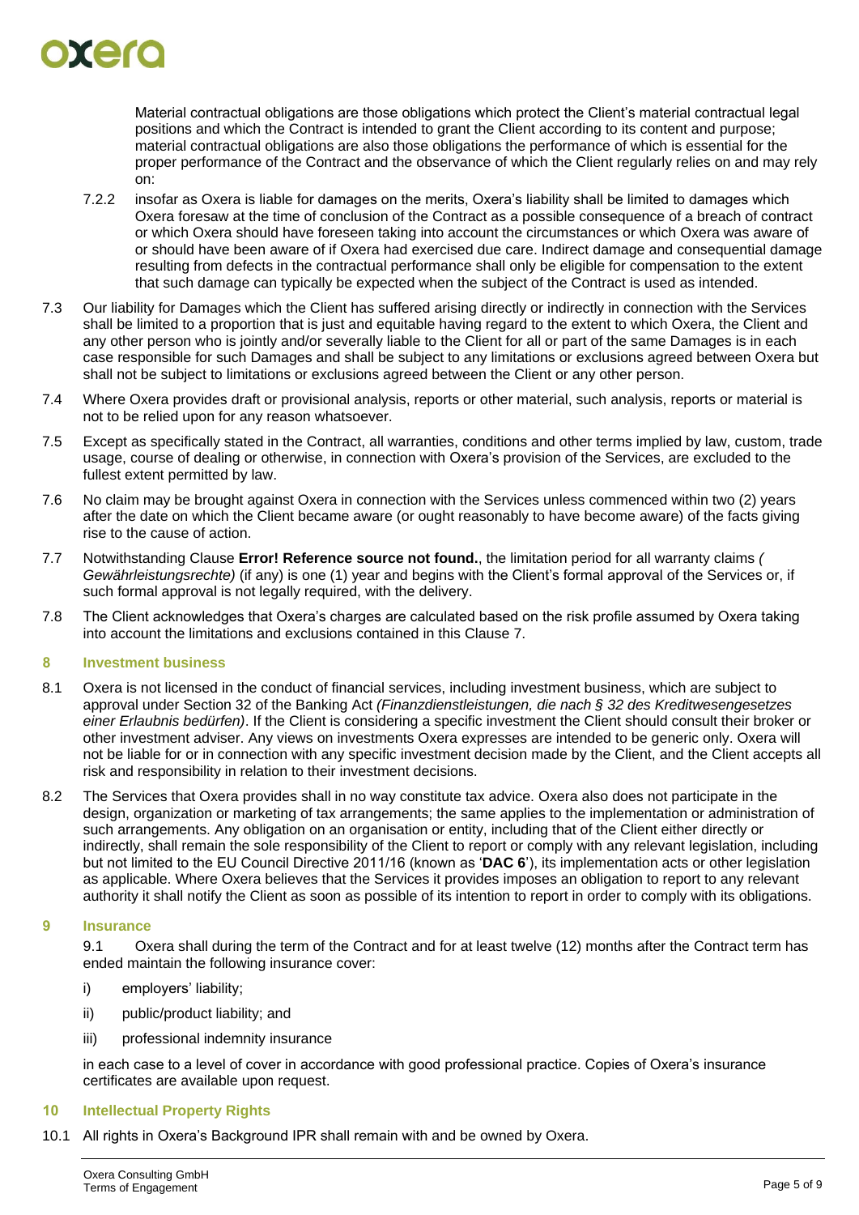Material contractual obligations are those obligations which protect the Client's material contractual legal positions and which the Contract is intended to grant the Client according to its content and purpose; material contractual obligations are also those obligations the performance of which is essential for the proper performance of the Contract and the observance of which the Client regularly relies on and may rely on:

7.2.2 insofar as Oxera is liable for damages on the merits, Oxera's liability shall be limited to damages which Oxera foresaw at the time of conclusion of the Contract as a possible consequence of a breach of contract or which Oxera should have foreseen taking into account the circumstances or which Oxera was aware of or should have been aware of if Oxera had exercised due care. Indirect damage and consequential damage resulting from defects in the contractual performance shall only be eligible for compensation to the extent that such damage can typically be expected when the subject of the Contract is used as intended.

7.3 Our liability for Damages which the Client has suffered arising directly or indirectly in connection with the Services shall be limited to a proportion that is just and equitable having regard to the extent to which Oxera, the Client and any other person who is jointly and/or severally liable to the Client for all or part of the same Damages is in each case responsible for such Damages and shall be subject to any limitations or exclusions agreed between Oxera but shall not be subject to limitations or exclusions agreed between the Client or any other person.

7.4 Where Oxera provides draft or provisional analysis, reports or other material, such analysis, reports or material is not to be relied upon for any reason whatsoever.

7.5 Except as specifically stated in the Contract, all warranties, conditions and other terms implied by law, custom, trade usage, course of dealing or otherwise, in connection with Oxera's provision of the Services, are excluded to the fullest extent permitted by law.

7.6 No claim may be brought against Oxera in connection with the Services unless commenced within two (2) years after the date on which the Client became aware (or ought reasonably to have become aware) of the facts giving rise to the cause of action.

7.7 Notwithstanding Clause **Error! Reference source not found.**, the limitation period for all warranty claims *( Gewährleistungsrechte)* (if any) is one (1) year and begins with the Client's formal approval of the Services or, if such formal approval is not legally required, with the delivery.

7.8 The Client acknowledges that Oxera's charges are calculated based on the risk profile assumed by Oxera taking into account the limitations and exclusions contained in this Clause 7.

## 8 Investment business

8.1 Oxera is not licensed in the conduct of financial services, including investment business, which are subject to approval under Section 32 of the Banking Act *(Finanzdienstleistungen, die nach § 32 des Kreditwesengesetzes einer Erlaubnis bedürfen)*. If the Client is considering a specific investment the Client should consult their broker or other investment adviser. Any views on investments Oxera expresses are intended to be generic only. Oxera will not be liable for or in connection with any specific investment decision made by the Client, and the Client accepts all risk and responsibility in relation to their investment decisions.

8.2 The Services that Oxera provides shall in no way constitute tax advice. Oxera also does not participate in the design, organization or marketing of tax arrangements; the same applies to the implementation or administration of such arrangements. Any obligation on an organisation or entity, including that of the Client either directly or indirectly, shall remain the sole responsibility of the Client to report or comply with any relevant legislation, including but not limited to the EU Council Directive 2011/16 (known as '**DAC 6**'), its implementation acts or other legislation as applicable. Where Oxera believes that the Services it provides imposes an obligation to report to any relevant authority it shall notify the Client as soon as possible of its intention to report in order to comply with its obligations.

## 9 Insurance

9.1 Oxera shall during the term of the Contract and for at least twelve (12) months after the Contract term has ended maintain the following insurance cover:

i) employers' liability;

ii) public/product liability; and

iii) professional indemnity insurance

in each case to a level of cover in accordance with good professional practice. Copies of Oxera's insurance certificates are available upon request.

## 10 Intellectual Property Rights

10.1 All rights in Oxera's Background IPR shall remain with and be owned by Oxera.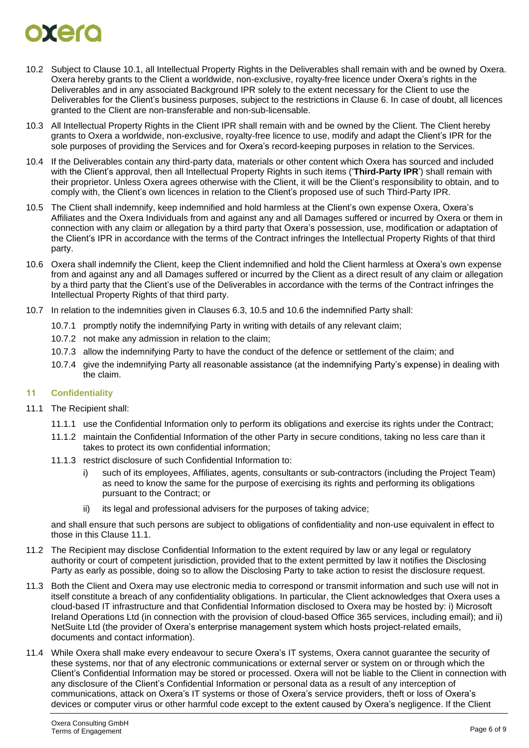10.2 Subject to Clause 10.1, all Intellectual Property Rights in the Deliverables shall remain with and be owned by Oxera. Oxera hereby grants to the Client a worldwide, non-exclusive, royalty-free licence under Oxera's rights in the Deliverables and in any associated Background IPR solely to the extent necessary for the Client to use the Deliverables for the Client's business purposes, subject to the restrictions in Clause 6. In case of doubt, all licences granted to the Client are non-transferable and non-sub-licensable.

10.3 All Intellectual Property Rights in the Client IPR shall remain with and be owned by the Client. The Client hereby grants to Oxera a worldwide, non-exclusive, royalty-free licence to use, modify and adapt the Client's IPR for the sole purposes of providing the Services and for Oxera's record-keeping purposes in relation to the Services.

10.4 If the Deliverables contain any third-party data, materials or other content which Oxera has sourced and included with the Client's approval, then all Intellectual Property Rights in such items ('**Third-Party IPR**') shall remain with their proprietor. Unless Oxera agrees otherwise with the Client, it will be the Client's responsibility to obtain, and to comply with, the Client's own licences in relation to the Client's proposed use of such Third-Party IPR.

10.5 The Client shall indemnify, keep indemnified and hold harmless at the Client's own expense Oxera, Oxera's Affiliates and the Oxera Individuals from and against any and all Damages suffered or incurred by Oxera or them in connection with any claim or allegation by a third party that Oxera's possession, use, modification or adaptation of the Client's IPR in accordance with the terms of the Contract infringes the Intellectual Property Rights of that third party.

10.6 Oxera shall indemnify the Client, keep the Client indemnified and hold the Client harmless at Oxera's own expense from and against any and all Damages suffered or incurred by the Client as a direct result of any claim or allegation by a third party that the Client's use of the Deliverables in accordance with the terms of the Contract infringes the Intellectual Property Rights of that third party.

10.7 In relation to the indemnities given in Clauses 6.3, 10.5 and 10.6 the indemnified Party shall:

10.7.1 promptly notify the indemnifying Party in writing with details of any relevant claim;

10.7.2 not make any admission in relation to the claim;

10.7.3 allow the indemnifying Party to have the conduct of the defence or settlement of the claim; and

10.7.4 give the indemnifying Party all reasonable assistance (at the indemnifying Party's expense) in dealing with the claim.

## 11 Confidentiality

11.1 The Recipient shall:

11.1.1 use the Confidential Information only to perform its obligations and exercise its rights under the Contract;

11.1.2 maintain the Confidential Information of the other Party in secure conditions, taking no less care than it takes to protect its own confidential information;

11.1.3 restrict disclosure of such Confidential Information to:

i) such of its employees, Affiliates, agents, consultants or sub-contractors (including the Project Team) as need to know the same for the purpose of exercising its rights and performing its obligations pursuant to the Contract; or

ii) its legal and professional advisers for the purposes of taking advice;

and shall ensure that such persons are subject to obligations of confidentiality and non-use equivalent in effect to those in this Clause 11.1.

11.2 The Recipient may disclose Confidential Information to the extent required by law or any legal or regulatory authority or court of competent jurisdiction, provided that to the extent permitted by law it notifies the Disclosing Party as early as possible, doing so to allow the Disclosing Party to take action to resist the disclosure request.

11.3 Both the Client and Oxera may use electronic media to correspond or transmit information and such use will not in itself constitute a breach of any confidentiality obligations. In particular, the Client acknowledges that Oxera uses a cloud-based IT infrastructure and that Confidential Information disclosed to Oxera may be hosted by: i) Microsoft Ireland Operations Ltd (in connection with the provision of cloud-based Office 365 services, including email); and ii) NetSuite Ltd (the provider of Oxera's enterprise management system which hosts project-related emails, documents and contact information).

11.4 While Oxera shall make every endeavour to secure Oxera's IT systems, Oxera cannot guarantee the security of these systems, nor that of any electronic communications or external server or system on or through which the Client's Confidential Information may be stored or processed. Oxera will not be liable to the Client in connection with any disclosure of the Client's Confidential Information or personal data as a result of any interception of communications, attack on Oxera's IT systems or those of Oxera's service providers, theft or loss of Oxera's devices or computer virus or other harmful code except to the extent caused by Oxera's negligence. If the Client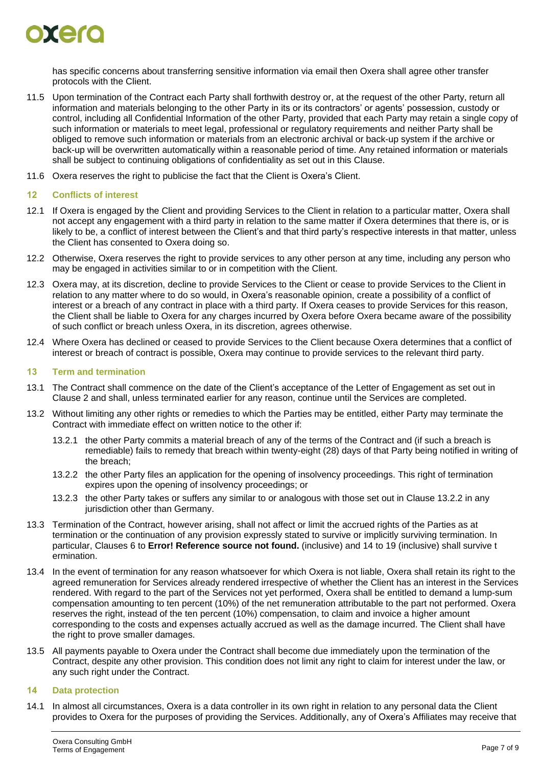has specific concerns about transferring sensitive information via email then Oxera shall agree other transfer protocols with the Client.

11.5 Upon termination of the Contract each Party shall forthwith destroy or, at the request of the other Party, return all information and materials belonging to the other Party in its or its contractors' or agents' possession, custody or control, including all Confidential Information of the other Party, provided that each Party may retain a single copy of such information or materials to meet legal, professional or regulatory requirements and neither Party shall be obliged to remove such information or materials from an electronic archival or back-up system if the archive or back-up will be overwritten automatically within a reasonable period of time. Any retained information or materials shall be subject to continuing obligations of confidentiality as set out in this Clause.

11.6 Oxera reserves the right to publicise the fact that the Client is Oxera's Client.

## 12 Conflicts of interest

12.1 If Oxera is engaged by the Client and providing Services to the Client in relation to a particular matter, Oxera shall not accept any engagement with a third party in relation to the same matter if Oxera determines that there is, or is likely to be, a conflict of interest between the Client's and that third party's respective interests in that matter, unless the Client has consented to Oxera doing so.

12.2 Otherwise, Oxera reserves the right to provide services to any other person at any time, including any person who may be engaged in activities similar to or in competition with the Client.

12.3 Oxera may, at its discretion, decline to provide Services to the Client or cease to provide Services to the Client in relation to any matter where to do so would, in Oxera's reasonable opinion, create a possibility of a conflict of interest or a breach of any contract in place with a third party. If Oxera ceases to provide Services for this reason, the Client shall be liable to Oxera for any charges incurred by Oxera before Oxera became aware of the possibility of such conflict or breach unless Oxera, in its discretion, agrees otherwise.

12.4 Where Oxera has declined or ceased to provide Services to the Client because Oxera determines that a conflict of interest or breach of contract is possible, Oxera may continue to provide services to the relevant third party.

## 13 Term and termination

13.1 The Contract shall commence on the date of the Client's acceptance of the Letter of Engagement as set out in Clause 2 and shall, unless terminated earlier for any reason, continue until the Services are completed.

13.2 Without limiting any other rights or remedies to which the Parties may be entitled, either Party may terminate the Contract with immediate effect on written notice to the other if:

13.2.1 the other Party commits a material breach of any of the terms of the Contract and (if such a breach is remediable) fails to remedy that breach within twenty-eight (28) days of that Party being notified in writing of the breach;

13.2.2 the other Party files an application for the opening of insolvency proceedings. This right of termination expires upon the opening of insolvency proceedings; or

13.2.3 the other Party takes or suffers any similar to or analogous with those set out in Clause 13.2.2 in any jurisdiction other than Germany.

13.3 Termination of the Contract, however arising, shall not affect or limit the accrued rights of the Parties as at termination or the continuation of any provision expressly stated to survive or implicitly surviving termination. In particular, Clauses 6 to **Error! Reference source not found.** (inclusive) and 14 to 19 (inclusive) shall survive t ermination.

13.4 In the event of termination for any reason whatsoever for which Oxera is not liable, Oxera shall retain its right to the agreed remuneration for Services already rendered irrespective of whether the Client has an interest in the Services rendered. With regard to the part of the Services not yet performed, Oxera shall be entitled to demand a lump-sum compensation amounting to ten percent (10%) of the net remuneration attributable to the part not performed. Oxera reserves the right, instead of the ten percent (10%) compensation, to claim and invoice a higher amount corresponding to the costs and expenses actually accrued as well as the damage incurred. The Client shall have the right to prove smaller damages.

13.5 All payments payable to Oxera under the Contract shall become due immediately upon the termination of the Contract, despite any other provision. This condition does not limit any right to claim for interest under the law, or any such right under the Contract.

## 14 Data protection

14.1 In almost all circumstances, Oxera is a data controller in its own right in relation to any personal data the Client provides to Oxera for the purposes of providing the Services. Additionally, any of Oxera's Affiliates may receive that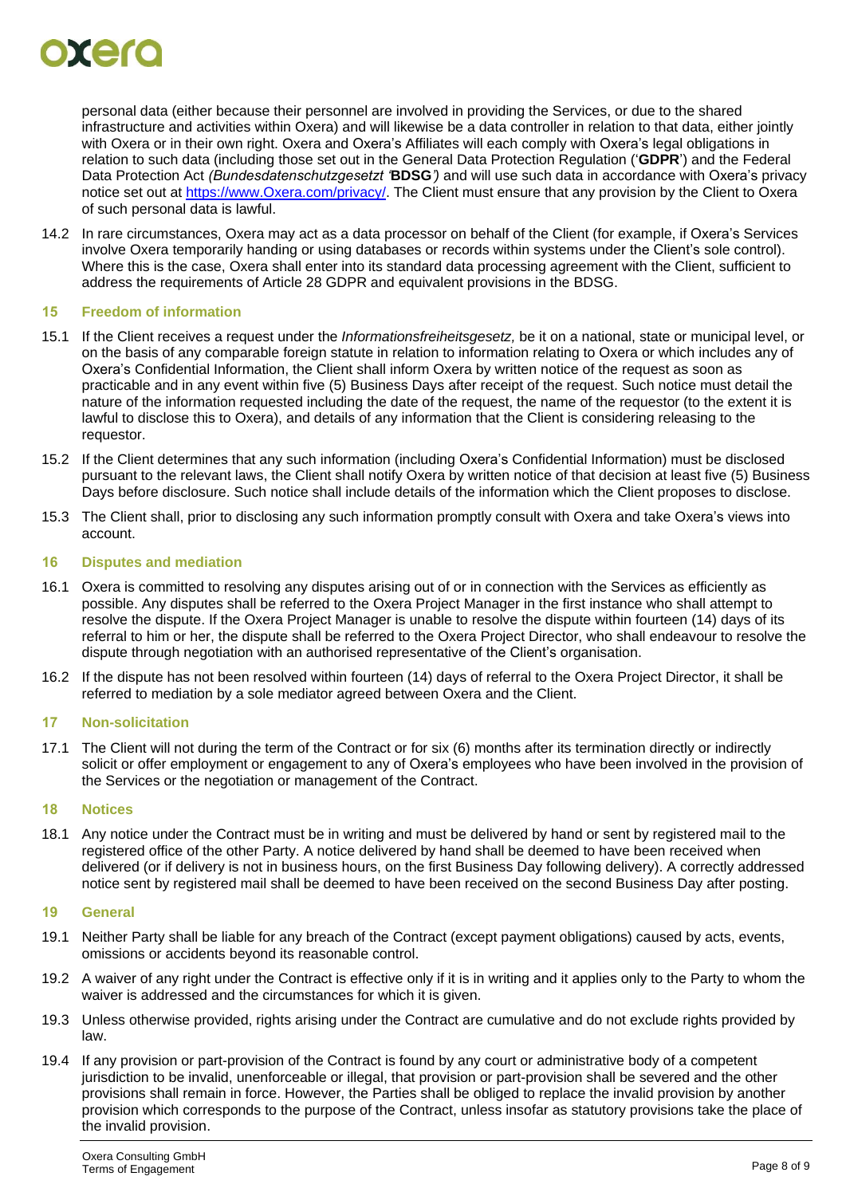personal data (either because their personnel are involved in providing the Services, or due to the shared infrastructure and activities within Oxera) and will likewise be a data controller in relation to that data, either jointly with Oxera or in their own right. Oxera and Oxera's Affiliates will each comply with Oxera's legal obligations in relation to such data (including those set out in the General Data Protection Regulation ('**GDPR**') and the Federal Data Protection Act *(Bundesdatenschutzgesetzt '***BDSG***')* and will use such data in accordance with Oxera's privacy notice set out at [https://www.Oxera.com/privacy/](https://www.Oxera.com/privacy/). The Client must ensure that any provision by the Client to Oxera of such personal data is lawful.

14.2 In rare circumstances, Oxera may act as a data processor on behalf of the Client (for example, if Oxera's Services involve Oxera temporarily handing or using databases or records within systems under the Client's sole control). Where this is the case, Oxera shall enter into its standard data processing agreement with the Client, sufficient to address the requirements of Article 28 GDPR and equivalent provisions in the BDSG.

## 15 Freedom of information

15.1 If the Client receives a request under the *Informationsfreiheitsgesetz,* be it on a national, state or municipal level, or on the basis of any comparable foreign statute in relation to information relating to Oxera or which includes any of Oxera's Confidential Information, the Client shall inform Oxera by written notice of the request as soon as practicable and in any event within five (5) Business Days after receipt of the request. Such notice must detail the nature of the information requested including the date of the request, the name of the requestor (to the extent it is lawful to disclose this to Oxera), and details of any information that the Client is considering releasing to the requestor.

15.2 If the Client determines that any such information (including Oxera's Confidential Information) must be disclosed pursuant to the relevant laws, the Client shall notify Oxera by written notice of that decision at least five (5) Business Days before disclosure. Such notice shall include details of the information which the Client proposes to disclose.

15.3 The Client shall, prior to disclosing any such information promptly consult with Oxera and take Oxera's views into account.

## 16 Disputes and mediation

16.1 Oxera is committed to resolving any disputes arising out of or in connection with the Services as efficiently as possible. Any disputes shall be referred to the Oxera Project Manager in the first instance who shall attempt to resolve the dispute. If the Oxera Project Manager is unable to resolve the dispute within fourteen (14) days of its referral to him or her, the dispute shall be referred to the Oxera Project Director, who shall endeavour to resolve the dispute through negotiation with an authorised representative of the Client's organisation.

16.2 If the dispute has not been resolved within fourteen (14) days of referral to the Oxera Project Director, it shall be referred to mediation by a sole mediator agreed between Oxera and the Client.

## 17 Non-solicitation

17.1 The Client will not during the term of the Contract or for six (6) months after its termination directly or indirectly solicit or offer employment or engagement to any of Oxera's employees who have been involved in the provision of the Services or the negotiation or management of the Contract.

## 18 Notices

18.1 Any notice under the Contract must be in writing and must be delivered by hand or sent by registered mail to the registered office of the other Party. A notice delivered by hand shall be deemed to have been received when delivered (or if delivery is not in business hours, on the first Business Day following delivery). A correctly addressed notice sent by registered mail shall be deemed to have been received on the second Business Day after posting.

## 19 General

19.1 Neither Party shall be liable for any breach of the Contract (except payment obligations) caused by acts, events, omissions or accidents beyond its reasonable control.

19.2 A waiver of any right under the Contract is effective only if it is in writing and it applies only to the Party to whom the waiver is addressed and the circumstances for which it is given.

19.3 Unless otherwise provided, rights arising under the Contract are cumulative and do not exclude rights provided by law.

19.4 If any provision or part-provision of the Contract is found by any court or administrative body of a competent jurisdiction to be invalid, unenforceable or illegal, that provision or part-provision shall be severed and the other provisions shall remain in force. However, the Parties shall be obliged to replace the invalid provision by another provision which corresponds to the purpose of the Contract, unless insofar as statutory provisions take the place of the invalid provision.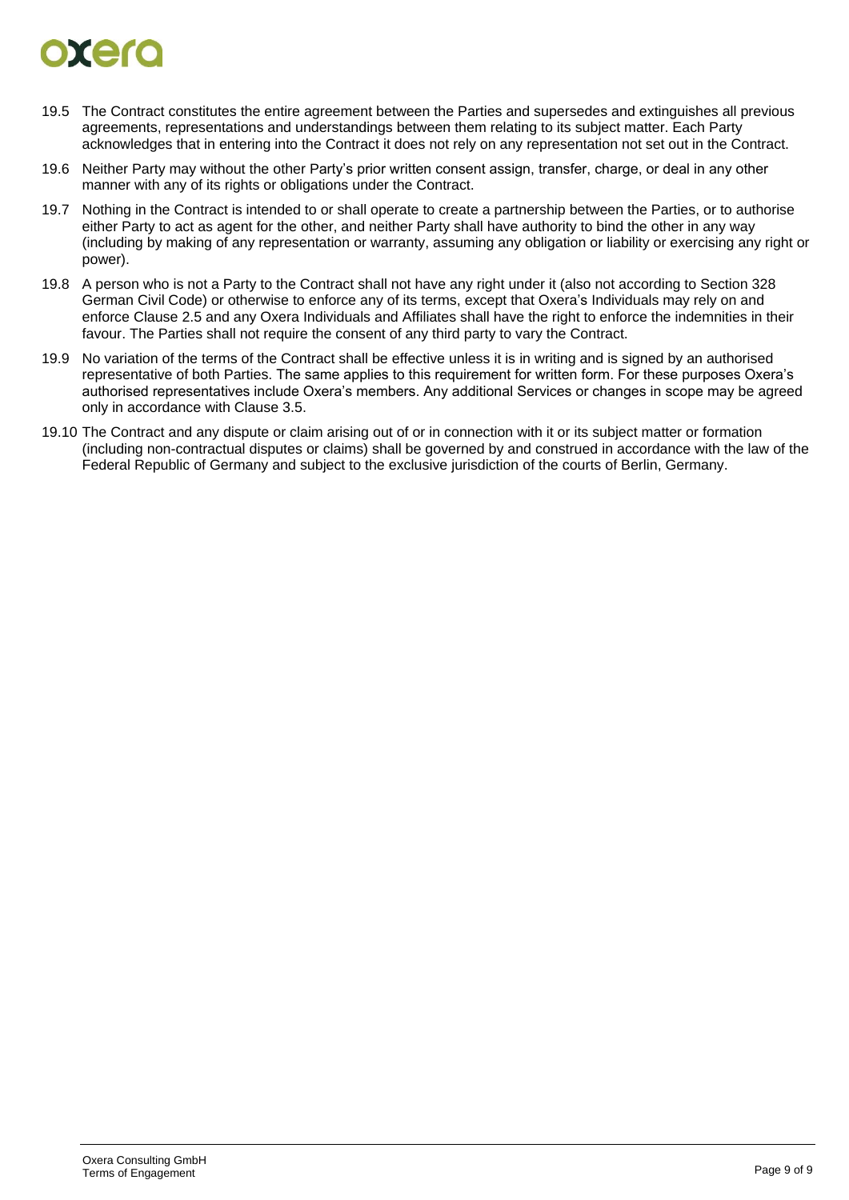19.5 The Contract constitutes the entire agreement between the Parties and supersedes and extinguishes all previous agreements, representations and understandings between them relating to its subject matter. Each Party acknowledges that in entering into the Contract it does not rely on any representation not set out in the Contract.

19.6 Neither Party may without the other Party's prior written consent assign, transfer, charge, or deal in any other manner with any of its rights or obligations under the Contract.

19.7 Nothing in the Contract is intended to or shall operate to create a partnership between the Parties, or to authorise either Party to act as agent for the other, and neither Party shall have authority to bind the other in any way (including by making of any representation or warranty, assuming any obligation or liability or exercising any right or power).

19.8 A person who is not a Party to the Contract shall not have any right under it (also not according to Section 328 German Civil Code) or otherwise to enforce any of its terms, except that Oxera's Individuals may rely on and enforce Clause 2.5 and any Oxera Individuals and Affiliates shall have the right to enforce the indemnities in their favour. The Parties shall not require the consent of any third party to vary the Contract.

19.9 No variation of the terms of the Contract shall be effective unless it is in writing and is signed by an authorised representative of both Parties. The same applies to this requirement for written form. For these purposes Oxera's authorised representatives include Oxera's members. Any additional Services or changes in scope may be agreed only in accordance with Clause 3.5.

19.10 The Contract and any dispute or claim arising out of or in connection with it or its subject matter or formation (including non-contractual disputes or claims) shall be governed by and construed in accordance with the law of the Federal Republic of Germany and subject to the exclusive jurisdiction of the courts of Berlin, Germany.